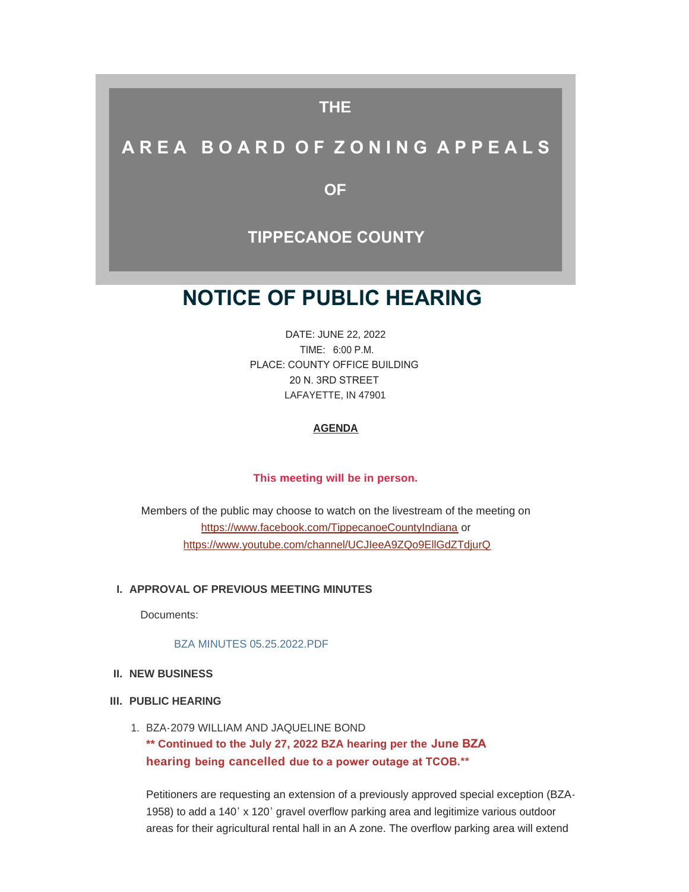# THE

# AREA BOARD OF ZONING APPEALS

# OF

# TIPPECANOE COUNTY

# NOTICE OF PUBLIC HEARING

DATE: JUNE 22, 2022
TIME: 6:00 P.M.
PLACE: COUNTY OFFICE BUILDING
20 N. 3RD STREET
LAFAYETTE, IN 47901

**AGENDA**

**This meeting will be in person.**

Members of the public may choose to watch on the livestream of the meeting on https://www.facebook.com/TippecanoeCountyIndiana or https://www.youtube.com/channel/UCJIeeA9ZQo9EllGdZTdjurQ

## I. APPROVAL OF PREVIOUS MEETING MINUTES

Documents:

BZA MINUTES 05.25.2022.PDF

## II. NEW BUSINESS

## III. PUBLIC HEARING

1. BZA-2079 WILLIAM AND JAQUELINE BOND
   **** Continued to the July 27, 2022 BZA hearing per the June BZA hearing being cancelled due to a power outage at TCOB.****

   Petitioners are requesting an extension of a previously approved special exception (BZA-1958) to add a 140' x 120' gravel overflow parking area and legitimize various outdoor areas for their agricultural rental hall in an A zone. The overflow parking area will extend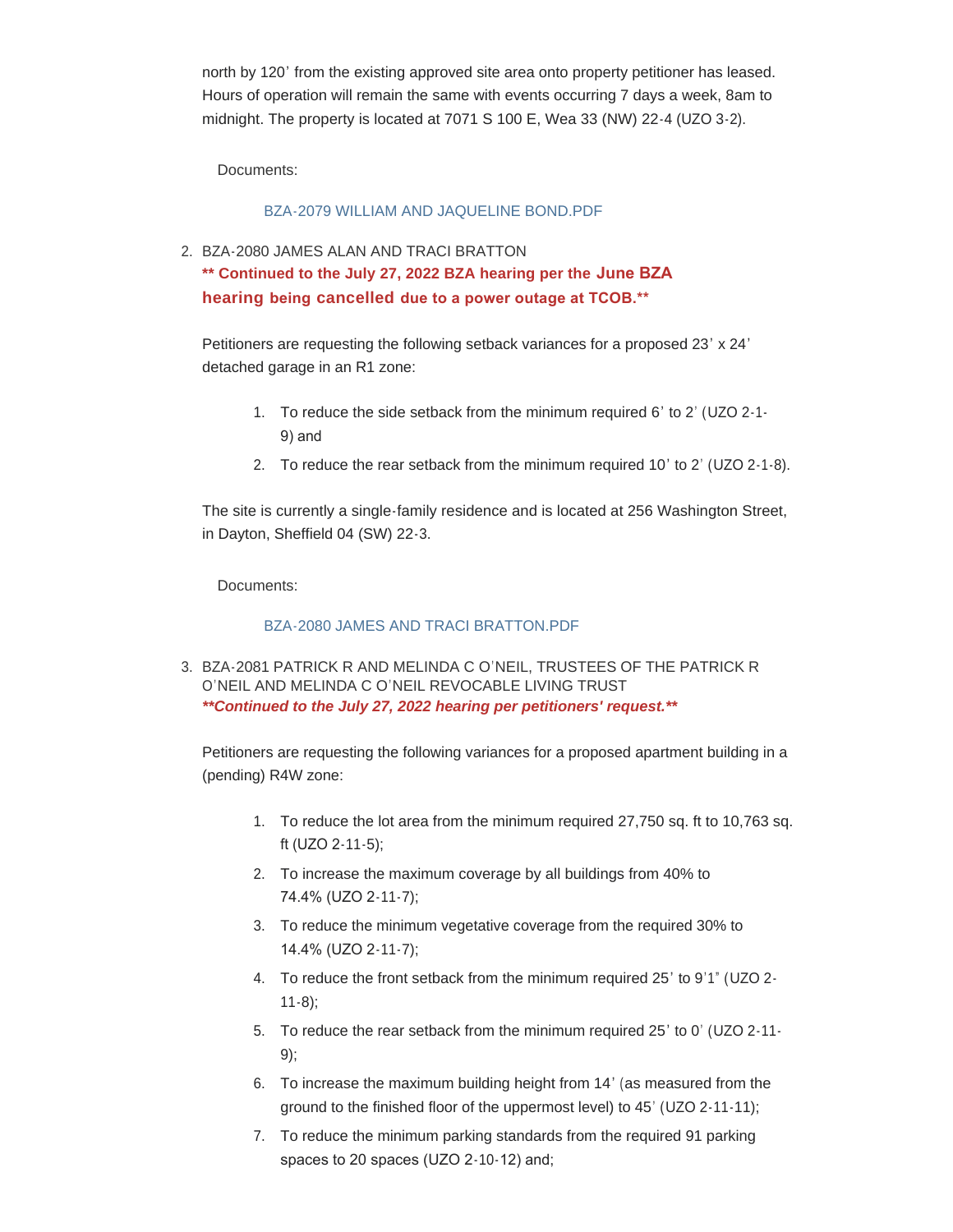north by 120’ from the existing approved site area onto property petitioner has leased. Hours of operation will remain the same with events occurring 7 days a week, 8am to midnight. The property is located at 7071 S 100 E, Wea 33 (NW) 22-4 (UZO 3-2).

Documents:

BZA-2079 WILLIAM AND JAQUELINE BOND.PDF

2. BZA-2080 JAMES ALAN AND TRACI BRATTON
**\*\* Continued to the July 27, 2022 BZA hearing per the June BZA hearing being cancelled due to a power outage at TCOB.\*\***

Petitioners are requesting the following setback variances for a proposed 23’ x 24’ detached garage in an R1 zone:

1. To reduce the side setback from the minimum required 6’ to 2’ (UZO 2-1-9) and
2. To reduce the rear setback from the minimum required 10’ to 2’ (UZO 2-1-8).

The site is currently a single-family residence and is located at 256 Washington Street, in Dayton, Sheffield 04 (SW) 22-3.

Documents:

BZA-2080 JAMES AND TRACI BRATTON.PDF

3. BZA-2081 PATRICK R AND MELINDA C O’NEIL, TRUSTEES OF THE PATRICK R O’NEIL AND MELINDA C O’NEIL REVOCABLE LIVING TRUST
***\*\*Continued to the July 27, 2022 hearing per petitioners' request.\*\****

Petitioners are requesting the following variances for a proposed apartment building in a (pending) R4W zone:

1. To reduce the lot area from the minimum required 27,750 sq. ft to 10,763 sq. ft (UZO 2-11-5);
2. To increase the maximum coverage by all buildings from 40% to 74.4% (UZO 2-11-7);
3. To reduce the minimum vegetative coverage from the required 30% to 14.4% (UZO 2-11-7);
4. To reduce the front setback from the minimum required 25’ to 9’1” (UZO 2-11-8);
5. To reduce the rear setback from the minimum required 25’ to 0’ (UZO 2-11-9);
6. To increase the maximum building height from 14’ (as measured from the ground to the finished floor of the uppermost level) to 45’ (UZO 2-11-11);
7. To reduce the minimum parking standards from the required 91 parking spaces to 20 spaces (UZO 2-10-12) and;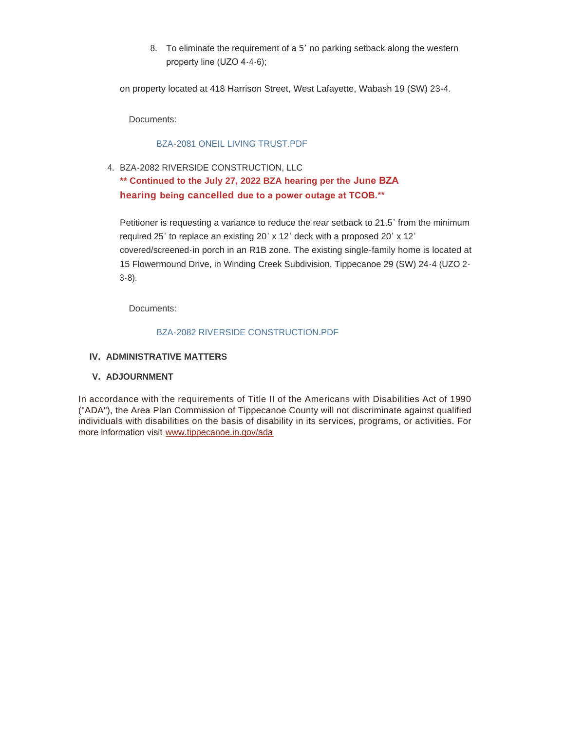8. To eliminate the requirement of a 5' no parking setback along the western property line (UZO 4-4-6);

on property located at 418 Harrison Street, West Lafayette, Wabash 19 (SW) 23-4.

Documents:

BZA-2081 ONEIL LIVING TRUST.PDF

4. BZA-2082 RIVERSIDE CONSTRUCTION, LLC

   **\*\* Continued to the July 27, 2022 BZA hearing per the June BZA hearing being cancelled due to a power outage at TCOB.\*\***

   Petitioner is requesting a variance to reduce the rear setback to 21.5' from the minimum required 25' to replace an existing 20' x 12' deck with a proposed 20' x 12' covered/screened-in porch in an R1B zone. The existing single-family home is located at 15 Flowermound Drive, in Winding Creek Subdivision, Tippecanoe 29 (SW) 24-4 (UZO 2-3-8).

   Documents:

   BZA-2082 RIVERSIDE CONSTRUCTION.PDF

## IV. ADMINISTRATIVE MATTERS

## V. ADJOURNMENT

In accordance with the requirements of Title II of the Americans with Disabilities Act of 1990 ("ADA"), the Area Plan Commission of Tippecanoe County will not discriminate against qualified individuals with disabilities on the basis of disability in its services, programs, or activities. For more information visit www.tippecanoe.in.gov/ada